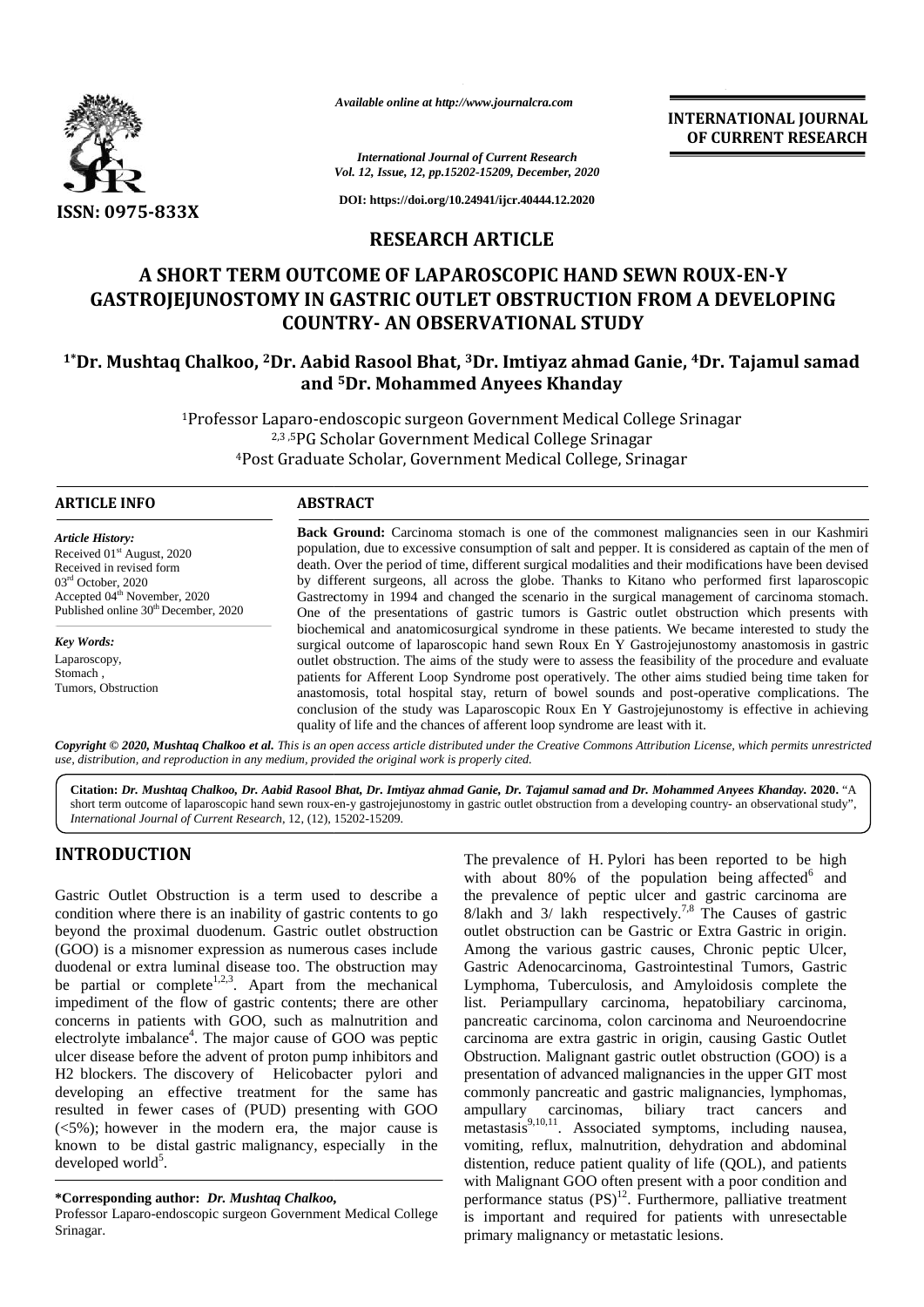*Available online at http://www.journalcra.com*

*International Journal of Current Research*
*Vol. 12, Issue, 12, pp.15202-15209, December, 2020*

**DOI: https://doi.org/10.24941/ijcr.40444.12.2020**

**INTERNATIONAL JOURNAL OF CURRENT RESEARCH**

**ISSN: 0975-833X**

## RESEARCH ARTICLE

# A SHORT TERM OUTCOME OF LAPAROSCOPIC HAND SEWN ROUX-EN-Y GASTROJEJUNOSTOMY IN GASTRIC OUTLET OBSTRUCTION FROM A DEVELOPING COUNTRY- AN OBSERVATIONAL STUDY

**[1*]Dr. Mushtaq Chalkoo, [2]Dr. Aabid Rasool Bhat, [3]Dr. Imtiyaz ahmad Ganie, [4]Dr. Tajamul samad and [5]Dr. Mohammed Anyees Khanday**

[1]Professor Laparo-endoscopic surgeon Government Medical College Srinagar
[2,3,5]PG Scholar Government Medical College Srinagar
[4]Post Graduate Scholar, Government Medical College, Srinagar

### ARTICLE INFO

*Article History:*
Received 01st August, 2020
Received in revised form
03rd October, 2020
Accepted 04th November, 2020
Published online 30th December, 2020

*Key Words:*
Laparoscopy,
Stomach ,
Tumors, Obstruction

### ABSTRACT

**Back Ground:** Carcinoma stomach is one of the commonest malignancies seen in our Kashmiri population, due to excessive consumption of salt and pepper. It is considered as captain of the men of death. Over the period of time, different surgical modalities and their modifications have been devised by different surgeons, all across the globe. Thanks to Kitano who performed first laparoscopic Gastrectomy in 1994 and changed the scenario in the surgical management of carcinoma stomach. One of the presentations of gastric tumors is Gastric outlet obstruction which presents with biochemical and anatomicosurgical syndrome in these patients. We became interested to study the surgical outcome of laparoscopic hand sewn Roux En Y Gastrojejunostomy anastomosis in gastric outlet obstruction. The aims of the study were to assess the feasibility of the procedure and evaluate patients for Afferent Loop Syndrome post operatively. The other aims studied being time taken for anastomosis, total hospital stay, return of bowel sounds and post-operative complications. The conclusion of the study was Laparoscopic Roux En Y Gastrojejunostomy is effective in achieving quality of life and the chances of afferent loop syndrome are least with it.

***Copyright © 2020, Mushtaq Chalkoo et al.*** *This is an open access article distributed under the Creative Commons Attribution License, which permits unrestricted use, distribution, and reproduction in any medium, provided the original work is properly cited.*

**Citation:** ***Dr. Mushtaq Chalkoo, Dr. Aabid Rasool Bhat, Dr. Imtiyaz ahmad Ganie, Dr. Tajamul samad and Dr. Mohammed Anyees Khanday.*** **2020.** "A short term outcome of laparoscopic hand sewn roux-en-y gastrojejunostomy in gastric outlet obstruction from a developing country- an observational study", *International Journal of Current Research*, 12, (12), 15202-15209.

## INTRODUCTION

Gastric Outlet Obstruction is a term used to describe a condition where there is an inability of gastric contents to go beyond the proximal duodenum. Gastric outlet obstruction (GOO) is a misnomer expression as numerous cases include duodenal or extra luminal disease too. The obstruction may be partial or complete[1,2,3]. Apart from the mechanical impediment of the flow of gastric contents; there are other concerns in patients with GOO, such as malnutrition and electrolyte imbalance[4]. The major cause of GOO was peptic ulcer disease before the advent of proton pump inhibitors and H2 blockers. The discovery of Helicobacter pylori and developing an effective treatment for the same has resulted in fewer cases of (PUD) presenting with GOO (<5%); however in the modern era, the major cause is known to be distal gastric malignancy, especially in the developed world[5].

The prevalence of H. Pylori has been reported to be high with about 80% of the population being affected[6] and the prevalence of peptic ulcer and gastric carcinoma are 8/lakh and 3/ lakh respectively.[7,8] The Causes of gastric outlet obstruction can be Gastric or Extra Gastric in origin. Among the various gastric causes, Chronic peptic Ulcer, Gastric Adenocarcinoma, Gastrointestinal Tumors, Gastric Lymphoma, Tuberculosis, and Amyloidosis complete the list. Periampullary carcinoma, hepatobiliary carcinoma, pancreatic carcinoma, colon carcinoma and Neuroendocrine carcinoma are extra gastric in origin, causing Gastic Outlet Obstruction. Malignant gastric outlet obstruction (GOO) is a presentation of advanced malignancies in the upper GIT most commonly pancreatic and gastric malignancies, lymphomas, ampullary carcinomas, biliary tract cancers and metastasis[9,10,11]. Associated symptoms, including nausea, vomiting, reflux, malnutrition, dehydration and abdominal distention, reduce patient quality of life (QOL), and patients with Malignant GOO often present with a poor condition and performance status (PS)[12]. Furthermore, palliative treatment is important and required for patients with unresectable primary malignancy or metastatic lesions.

**\*Corresponding author:** ***Dr. Mushtaq Chalkoo,***
Professor Laparo-endoscopic surgeon Government Medical College Srinagar.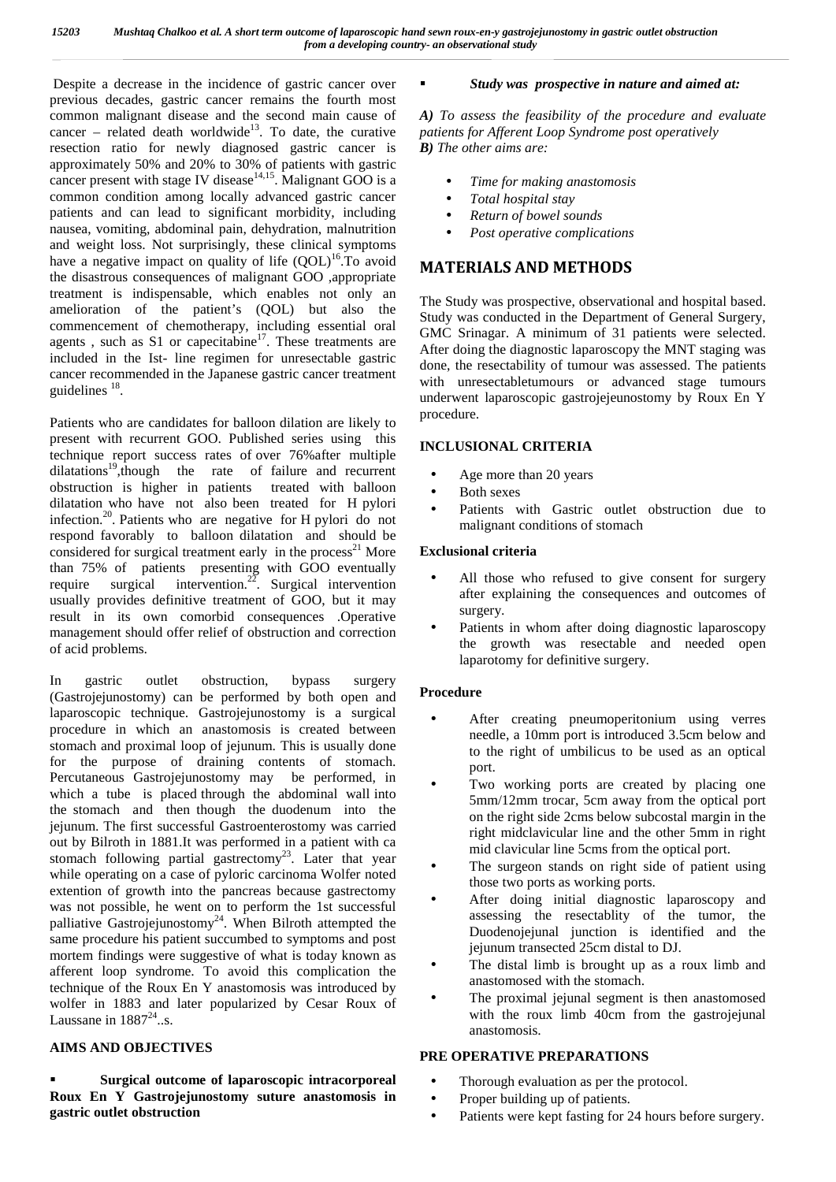Despite a decrease in the incidence of gastric cancer over previous decades, gastric cancer remains the fourth most common malignant disease and the second main cause of cancer – related death worldwide[13]. To date, the curative resection ratio for newly diagnosed gastric cancer is approximately 50% and 20% to 30% of patients with gastric cancer present with stage IV disease[14,15]. Malignant GOO is a common condition among locally advanced gastric cancer patients and can lead to significant morbidity, including nausea, vomiting, abdominal pain, dehydration, malnutrition and weight loss. Not surprisingly, these clinical symptoms have a negative impact on quality of life (QOL)[16].To avoid the disastrous consequences of malignant GOO ,appropriate treatment is indispensable, which enables not only an amelioration of the patient's (QOL) but also the commencement of chemotherapy, including essential oral agents , such as S1 or capecitabine[17]. These treatments are included in the Ist- line regimen for unresectable gastric cancer recommended in the Japanese gastric cancer treatment guidelines [18].

Patients who are candidates for balloon dilation are likely to present with recurrent GOO. Published series using this technique report success rates of over 76%after multiple dilatations[19],though the rate of failure and recurrent obstruction is higher in patients treated with balloon dilatation who have not also been treated for H pylori infection.[20]. Patients who are negative for H pylori do not respond favorably to balloon dilatation and should be considered for surgical treatment early in the process[21] More than 75% of patients presenting with GOO eventually require surgical intervention.[22]. Surgical intervention usually provides definitive treatment of GOO, but it may result in its own comorbid consequences .Operative management should offer relief of obstruction and correction of acid problems.

In gastric outlet obstruction, bypass surgery (Gastrojejunostomy) can be performed by both open and laparoscopic technique. Gastrojejunostomy is a surgical procedure in which an anastomosis is created between stomach and proximal loop of jejunum. This is usually done for the purpose of draining contents of stomach. Percutaneous Gastrojejunostomy may be performed, in which a tube is placed through the abdominal wall into the stomach and then though the duodenum into the jejunum. The first successful Gastroenterostomy was carried out by Bilroth in 1881.It was performed in a patient with ca stomach following partial gastrectomy[23]. Later that year while operating on a case of pyloric carcinoma Wolfer noted extention of growth into the pancreas because gastrectomy was not possible, he went on to perform the 1st successful palliative Gastrojejunostomy[24]. When Bilroth attempted the same procedure his patient succumbed to symptoms and post mortem findings were suggestive of what is today known as afferent loop syndrome. To avoid this complication the technique of the Roux En Y anastomosis was introduced by wolfer in 1883 and later popularized by Cesar Roux of Laussane in 1887[24]..s.

## AIMS AND OBJECTIVES

- **Surgical outcome of laparoscopic intracorporeal Roux En Y Gastrojejunostomy suture anastomosis in gastric outlet obstruction**
- ***Study was prospective in nature and aimed at:***

***A)*** *To assess the feasibility of the procedure and evaluate patients for Afferent Loop Syndrome post operatively*
***B)*** *The other aims are:*

- *Time for making anastomosis*
- *Total hospital stay*
- *Return of bowel sounds*
- *Post operative complications*

# MATERIALS AND METHODS

The Study was prospective, observational and hospital based. Study was conducted in the Department of General Surgery, GMC Srinagar. A minimum of 31 patients were selected. After doing the diagnostic laparoscopy the MNT staging was done, the resectability of tumour was assessed. The patients with unresectabletumours or advanced stage tumours underwent laparoscopic gastrojejeunostomy by Roux En Y procedure.

### INCLUSIONAL CRITERIA

- Age more than 20 years
- Both sexes
- Patients with Gastric outlet obstruction due to malignant conditions of stomach

### Exclusional criteria

- All those who refused to give consent for surgery after explaining the consequences and outcomes of surgery.
- Patients in whom after doing diagnostic laparoscopy the growth was resectable and needed open laparotomy for definitive surgery.

### Procedure

- After creating pneumoperitonium using verres needle, a 10mm port is introduced 3.5cm below and to the right of umbilicus to be used as an optical port.
- Two working ports are created by placing one 5mm/12mm trocar, 5cm away from the optical port on the right side 2cms below subcostal margin in the right midclavicular line and the other 5mm in right mid clavicular line 5cms from the optical port.
- The surgeon stands on right side of patient using those two ports as working ports.
- After doing initial diagnostic laparoscopy and assessing the resectablity of the tumor, the Duodenojejunal junction is identified and the jejunum transected 25cm distal to DJ.
- The distal limb is brought up as a roux limb and anastomosed with the stomach.
- The proximal jejunal segment is then anastomosed with the roux limb 40cm from the gastrojejunal anastomosis.

### PRE OPERATIVE PREPARATIONS

- Thorough evaluation as per the protocol.
- Proper building up of patients.
- Patients were kept fasting for 24 hours before surgery.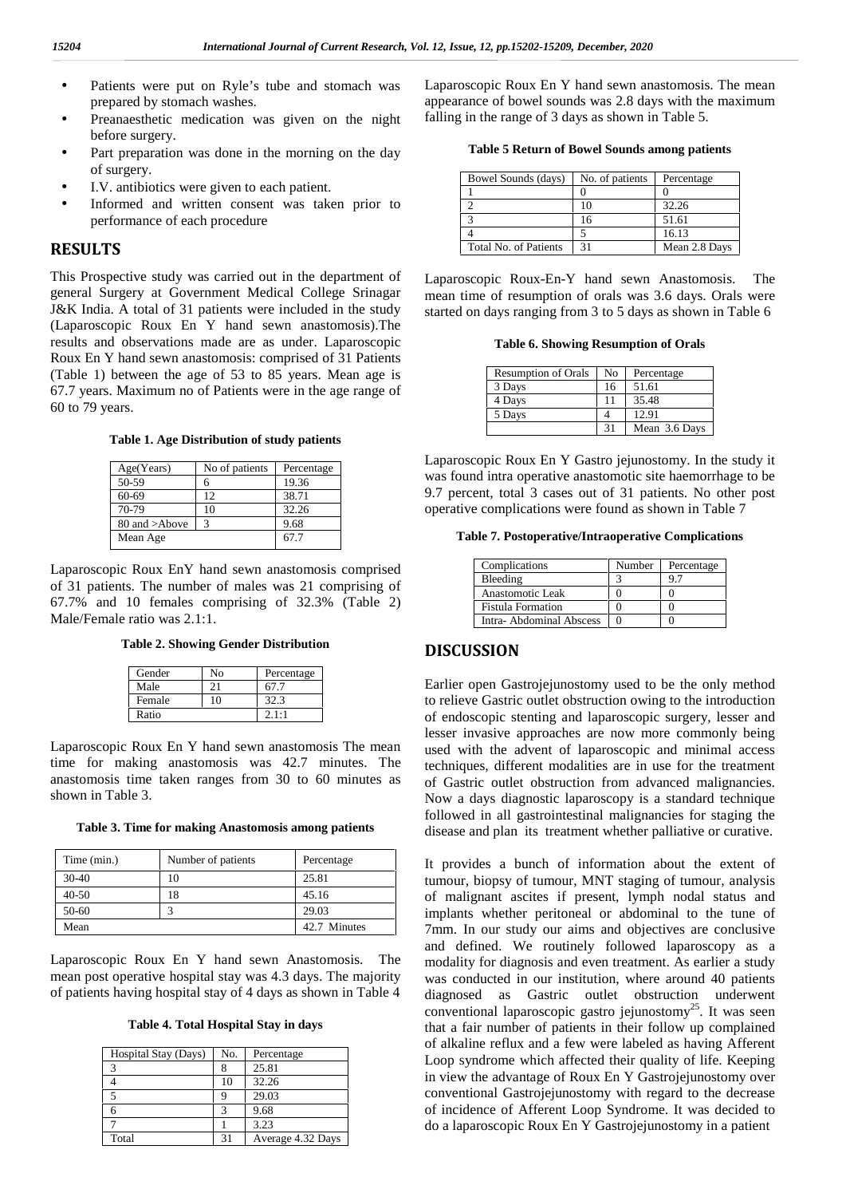- Patients were put on Ryle's tube and stomach was prepared by stomach washes.
- Preanaesthetic medication was given on the night before surgery.
- Part preparation was done in the morning on the day of surgery.
- I.V. antibiotics were given to each patient.
- Informed and written consent was taken prior to performance of each procedure

## RESULTS

This Prospective study was carried out in the department of general Surgery at Government Medical College Srinagar J&K India. A total of 31 patients were included in the study (Laparoscopic Roux En Y hand sewn anastomosis).The results and observations made are as under. Laparoscopic Roux En Y hand sewn anastomosis: comprised of 31 Patients (Table 1) between the age of 53 to 85 years. Mean age is 67.7 years. Maximum no of Patients were in the age range of 60 to 79 years.

**Table 1. Age Distribution of study patients**

| Age(Years) | No of patients | Percentage |
|---|---|---|
| 50-59 | 6 | 19.36 |
| 60-69 | 12 | 38.71 |
| 70-79 | 10 | 32.26 |
| 80 and >Above | 3 | 9.68 |
| Mean Age | | 67.7 |

Laparoscopic Roux EnY hand sewn anastomosis comprised of 31 patients. The number of males was 21 comprising of 67.7% and 10 females comprising of 32.3% (Table 2) Male/Female ratio was 2.1:1.

**Table 2. Showing Gender Distribution**

| Gender | No | Percentage |
|---|---|---|
| Male | 21 | 67.7 |
| Female | 10 | 32.3 |
| Ratio | | 2.1:1 |

Laparoscopic Roux En Y hand sewn anastomosis The mean time for making anastomosis was 42.7 minutes. The anastomosis time taken ranges from 30 to 60 minutes as shown in Table 3.

**Table 3. Time for making Anastomosis among patients**

| Time (min.) | Number of patients | Percentage |
|---|---|---|
| 30-40 | 10 | 25.81 |
| 40-50 | 18 | 45.16 |
| 50-60 | 3 | 29.03 |
| Mean | | 42.7 Minutes |

Laparoscopic Roux En Y hand sewn Anastomosis. The mean post operative hospital stay was 4.3 days. The majority of patients having hospital stay of 4 days as shown in Table 4

**Table 4. Total Hospital Stay in days**

| Hospital Stay (Days) | No. | Percentage |
|---|---|---|
| 3 | 8 | 25.81 |
| 4 | 10 | 32.26 |
| 5 | 9 | 29.03 |
| 6 | 3 | 9.68 |
| 7 | 1 | 3.23 |
| Total | 31 | Average 4.32 Days |

Laparoscopic Roux En Y hand sewn anastomosis. The mean appearance of bowel sounds was 2.8 days with the maximum falling in the range of 3 days as shown in Table 5.

**Table 5 Return of Bowel Sounds among patients**

| Bowel Sounds (days) | No. of patients | Percentage |
|---|---|---|
| 1 | 0 | 0 |
| 2 | 10 | 32.26 |
| 3 | 16 | 51.61 |
| 4 | 5 | 16.13 |
| Total No. of Patients | 31 | Mean 2.8 Days |

Laparoscopic Roux-En-Y hand sewn Anastomosis. The mean time of resumption of orals was 3.6 days. Orals were started on days ranging from 3 to 5 days as shown in Table 6

**Table 6. Showing Resumption of Orals**

| Resumption of Orals | No | Percentage |
|---|---|---|
| 3 Days | 16 | 51.61 |
| 4 Days | 11 | 35.48 |
| 5 Days | 4 | 12.91 |
| | 31 | Mean 3.6 Days |

Laparoscopic Roux En Y Gastro jejunostomy. In the study it was found intra operative anastomotic site haemorrhage to be 9.7 percent, total 3 cases out of 31 patients. No other post operative complications were found as shown in Table 7

**Table 7. Postoperative/Intraoperative Complications**

| Complications | Number | Percentage |
|---|---|---|
| Bleeding | 3 | 9.7 |
| Anastomotic Leak | 0 | 0 |
| Fistula Formation | 0 | 0 |
| Intra- Abdominal Abscess | 0 | 0 |

## DISCUSSION

Earlier open Gastrojejunostomy used to be the only method to relieve Gastric outlet obstruction owing to the introduction of endoscopic stenting and laparoscopic surgery, lesser and lesser invasive approaches are now more commonly being used with the advent of laparoscopic and minimal access techniques, different modalities are in use for the treatment of Gastric outlet obstruction from advanced malignancies. Now a days diagnostic laparoscopy is a standard technique followed in all gastrointestinal malignancies for staging the disease and plan its treatment whether palliative or curative.

It provides a bunch of information about the extent of tumour, biopsy of tumour, MNT staging of tumour, analysis of malignant ascites if present, lymph nodal status and implants whether peritoneal or abdominal to the tune of 7mm. In our study our aims and objectives are conclusive and defined. We routinely followed laparoscopy as a modality for diagnosis and even treatment. As earlier a study was conducted in our institution, where around 40 patients diagnosed as Gastric outlet obstruction underwent conventional laparoscopic gastro jejunostomy[25]. It was seen that a fair number of patients in their follow up complained of alkaline reflux and a few were labeled as having Afferent Loop syndrome which affected their quality of life. Keeping in view the advantage of Roux En Y Gastrojejunostomy over conventional Gastrojejunostomy with regard to the decrease of incidence of Afferent Loop Syndrome. It was decided to do a laparoscopic Roux En Y Gastrojejunostomy in a patient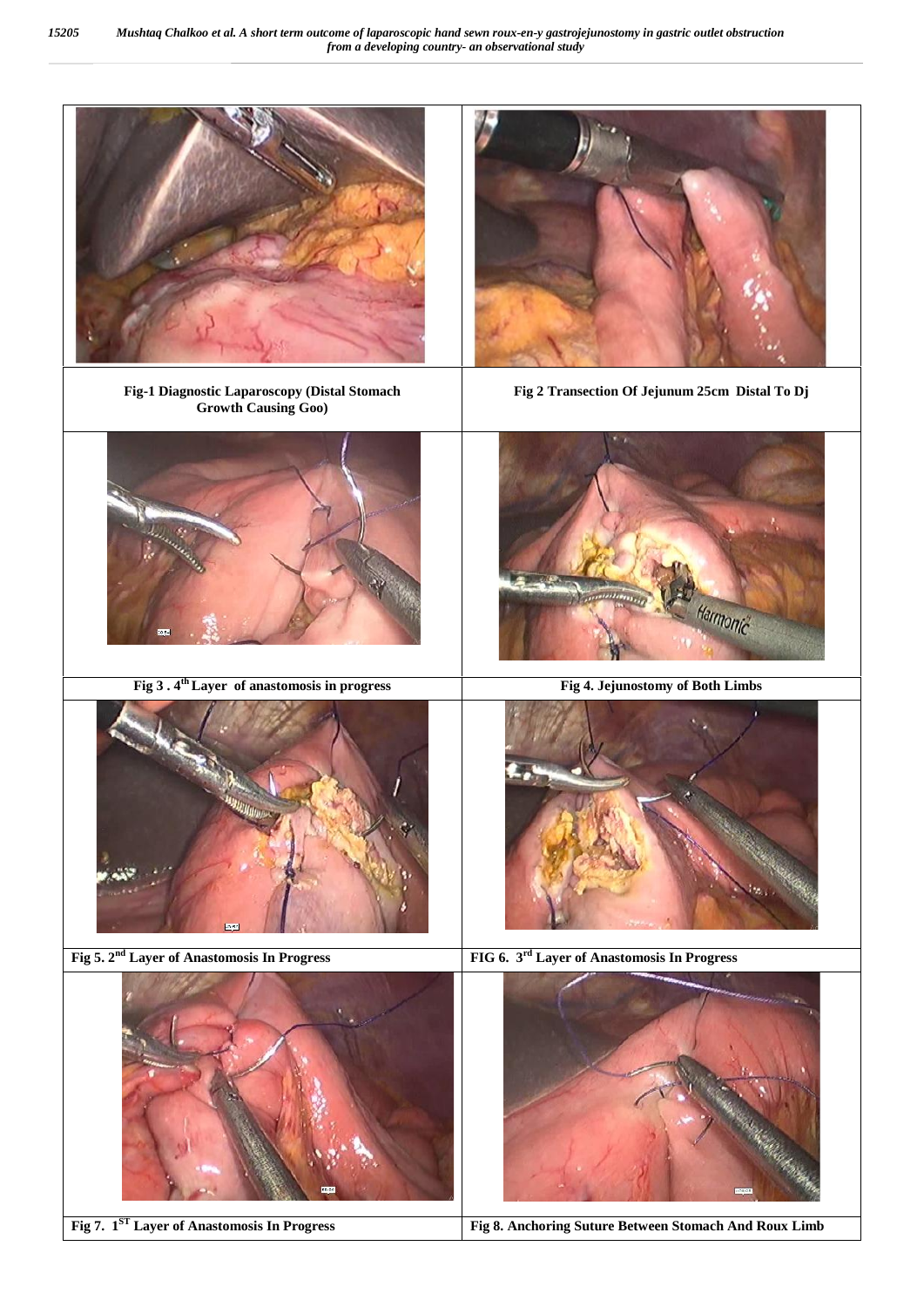Fig-1 Diagnostic Laparoscopy (Distal Stomach Growth Causing Goo)

Fig 2 Transection Of Jejunum 25cm Distal To Dj

Fig 3 . 4th Layer of anastomosis in progress

Fig 4. Jejunostomy of Both Limbs

Fig 5. 2nd Layer of Anastomosis In Progress

FIG 6. 3rd Layer of Anastomosis In Progress

Fig 7. 1ST Layer of Anastomosis In Progress

Fig 8. Anchoring Suture Between Stomach And Roux Limb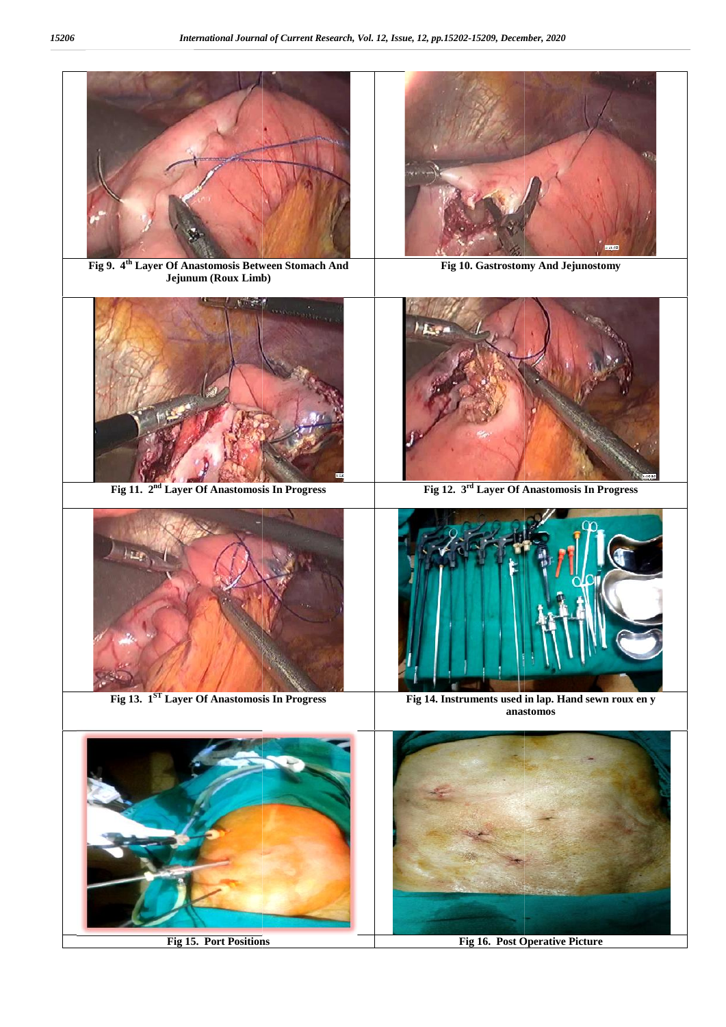Fig 9. 4th Layer Of Anastomosis Between Stomach And Jejunum (Roux Limb)

Fig 10. Gastrostomy And Jejunostomy

Fig 11. 2nd Layer Of Anastomosis In Progress

Fig 12. 3rd Layer Of Anastomosis In Progress

Fig 13. 1ST Layer Of Anastomosis In Progress

Fig 14. Instruments used in lap. Hand sewn roux en y anastomos

Fig 15. Port Positions

Fig 16. Post Operative Picture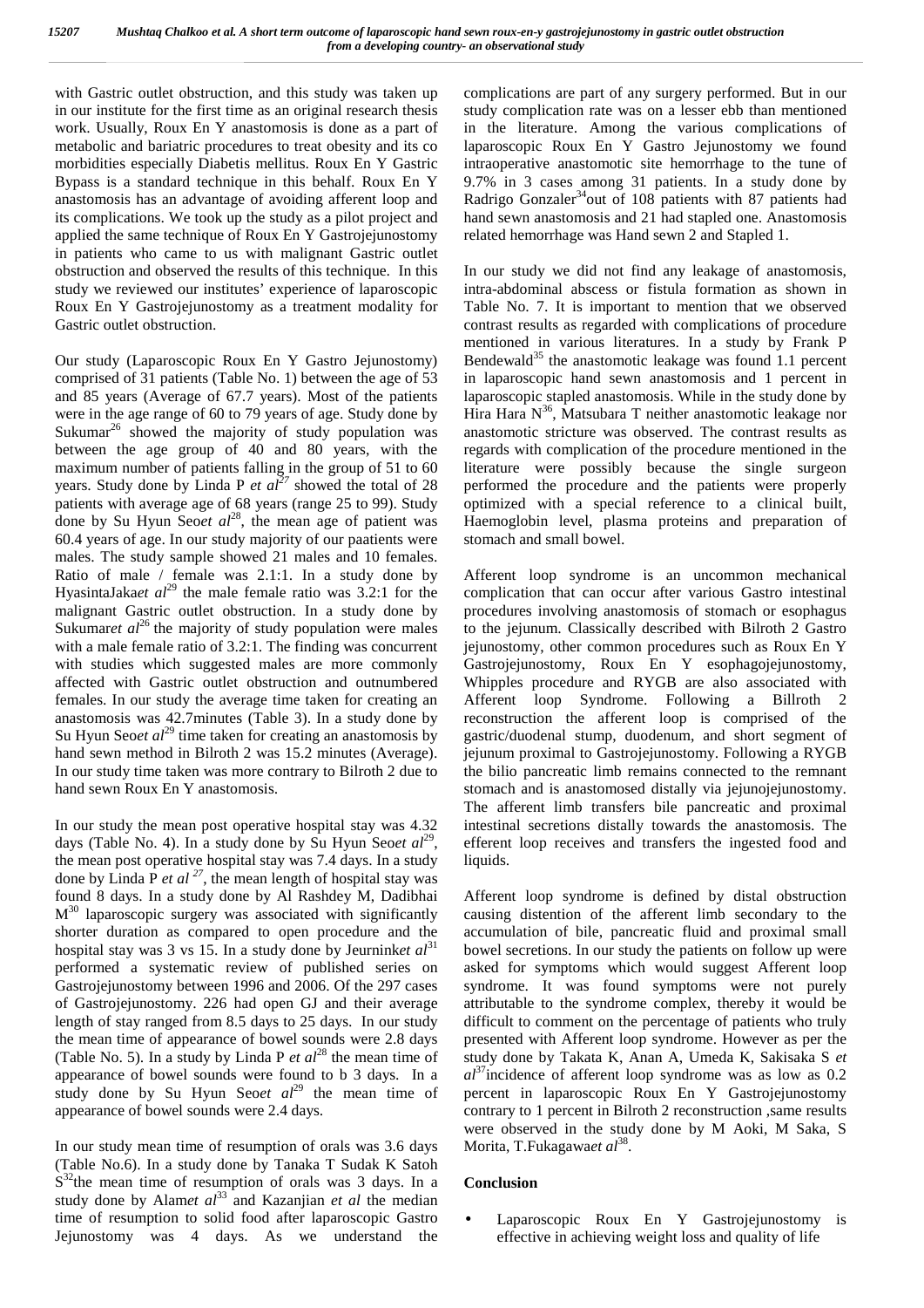with Gastric outlet obstruction, and this study was taken up in our institute for the first time as an original research thesis work. Usually, Roux En Y anastomosis is done as a part of metabolic and bariatric procedures to treat obesity and its co morbidities especially Diabetis mellitus. Roux En Y Gastric Bypass is a standard technique in this behalf. Roux En Y anastomosis has an advantage of avoiding afferent loop and its complications. We took up the study as a pilot project and applied the same technique of Roux En Y Gastrojejunostomy in patients who came to us with malignant Gastric outlet obstruction and observed the results of this technique. In this study we reviewed our institutes' experience of laparoscopic Roux En Y Gastrojejunostomy as a treatment modality for Gastric outlet obstruction.

Our study (Laparoscopic Roux En Y Gastro Jejunostomy) comprised of 31 patients (Table No. 1) between the age of 53 and 85 years (Average of 67.7 years). Most of the patients were in the age range of 60 to 79 years of age. Study done by Sukumar[26] showed the majority of study population was between the age group of 40 and 80 years, with the maximum number of patients falling in the group of 51 to 60 years. Study done by Linda P *et al*[27] showed the total of 28 patients with average age of 68 years (range 25 to 99). Study done by Su Hyun Seo*et al*[28], the mean age of patient was 60.4 years of age. In our study majority of our paatients were males. The study sample showed 21 males and 10 females. Ratio of male / female was 2.1:1. In a study done by HyasintaJaka*et al*[29] the male female ratio was 3.2:1 for the malignant Gastric outlet obstruction. In a study done by Sukumar*et al*[26] the majority of study population were males with a male female ratio of 3.2:1. The finding was concurrent with studies which suggested males are more commonly affected with Gastric outlet obstruction and outnumbered females. In our study the average time taken for creating an anastomosis was 42.7minutes (Table 3). In a study done by Su Hyun Seo*et al*[29] time taken for creating an anastomosis by hand sewn method in Bilroth 2 was 15.2 minutes (Average). In our study time taken was more contrary to Bilroth 2 due to hand sewn Roux En Y anastomosis.

In our study the mean post operative hospital stay was 4.32 days (Table No. 4). In a study done by Su Hyun Seo*et al*[29], the mean post operative hospital stay was 7.4 days. In a study done by Linda P *et al*[27], the mean length of hospital stay was found 8 days. In a study done by Al Rashdey M, Dadibhai M[30] laparoscopic surgery was associated with significantly shorter duration as compared to open procedure and the hospital stay was 3 vs 15. In a study done by Jeurnink*et al*[31] performed a systematic review of published series on Gastrojejunostomy between 1996 and 2006. Of the 297 cases of Gastrojejunostomy. 226 had open GJ and their average length of stay ranged from 8.5 days to 25 days. In our study the mean time of appearance of bowel sounds were 2.8 days (Table No. 5). In a study by Linda P *et al*[28] the mean time of appearance of bowel sounds were found to b 3 days. In a study done by Su Hyun Seo*et al*[29] the mean time of appearance of bowel sounds were 2.4 days.

In our study mean time of resumption of orals was 3.6 days (Table No.6). In a study done by Tanaka T Sudak K Satoh S[32]the mean time of resumption of orals was 3 days. In a study done by Alam*et al*[33] and Kazanjian *et al* the median time of resumption to solid food after laparoscopic Gastro Jejunostomy was 4 days. As we understand the complications are part of any surgery performed. But in our study complication rate was on a lesser ebb than mentioned in the literature. Among the various complications of laparoscopic Roux En Y Gastro Jejunostomy we found intraoperative anastomotic site hemorrhage to the tune of 9.7% in 3 cases among 31 patients. In a study done by Radrigo Gonzaler[34]out of 108 patients with 87 patients had hand sewn anastomosis and 21 had stapled one. Anastomosis related hemorrhage was Hand sewn 2 and Stapled 1.

In our study we did not find any leakage of anastomosis, intra-abdominal abscess or fistula formation as shown in Table No. 7. It is important to mention that we observed contrast results as regarded with complications of procedure mentioned in various literatures. In a study by Frank P Bendewald[35] the anastomotic leakage was found 1.1 percent in laparoscopic hand sewn anastomosis and 1 percent in laparoscopic stapled anastomosis. While in the study done by Hira Hara N[36], Matsubara T neither anastomotic leakage nor anastomotic stricture was observed. The contrast results as regards with complication of the procedure mentioned in the literature were possibly because the single surgeon performed the procedure and the patients were properly optimized with a special reference to a clinical built, Haemoglobin level, plasma proteins and preparation of stomach and small bowel.

Afferent loop syndrome is an uncommon mechanical complication that can occur after various Gastro intestinal procedures involving anastomosis of stomach or esophagus to the jejunum. Classically described with Bilroth 2 Gastro jejunostomy, other common procedures such as Roux En Y Gastrojejunostomy, Roux En Y esophagojejunostomy, Whipples procedure and RYGB are also associated with Afferent loop Syndrome. Following a Billroth 2 reconstruction the afferent loop is comprised of the gastric/duodenal stump, duodenum, and short segment of jejunum proximal to Gastrojejunostomy. Following a RYGB the bilio pancreatic limb remains connected to the remnant stomach and is anastomosed distally via jejunojejunostomy. The afferent limb transfers bile pancreatic and proximal intestinal secretions distally towards the anastomosis. The efferent loop receives and transfers the ingested food and liquids.

Afferent loop syndrome is defined by distal obstruction causing distention of the afferent limb secondary to the accumulation of bile, pancreatic fluid and proximal small bowel secretions. In our study the patients on follow up were asked for symptoms which would suggest Afferent loop syndrome. It was found symptoms were not purely attributable to the syndrome complex, thereby it would be difficult to comment on the percentage of patients who truly presented with Afferent loop syndrome. However as per the study done by Takata K, Anan A, Umeda K, Sakisaka S *et al*[37]incidence of afferent loop syndrome was as low as 0.2 percent in laparoscopic Roux En Y Gastrojejunostomy contrary to 1 percent in Bilroth 2 reconstruction ,same results were observed in the study done by M Aoki, M Saka, S Morita, T.Fukagawa*et al*[38].

## Conclusion

- Laparoscopic Roux En Y Gastrojejunostomy is effective in achieving weight loss and quality of life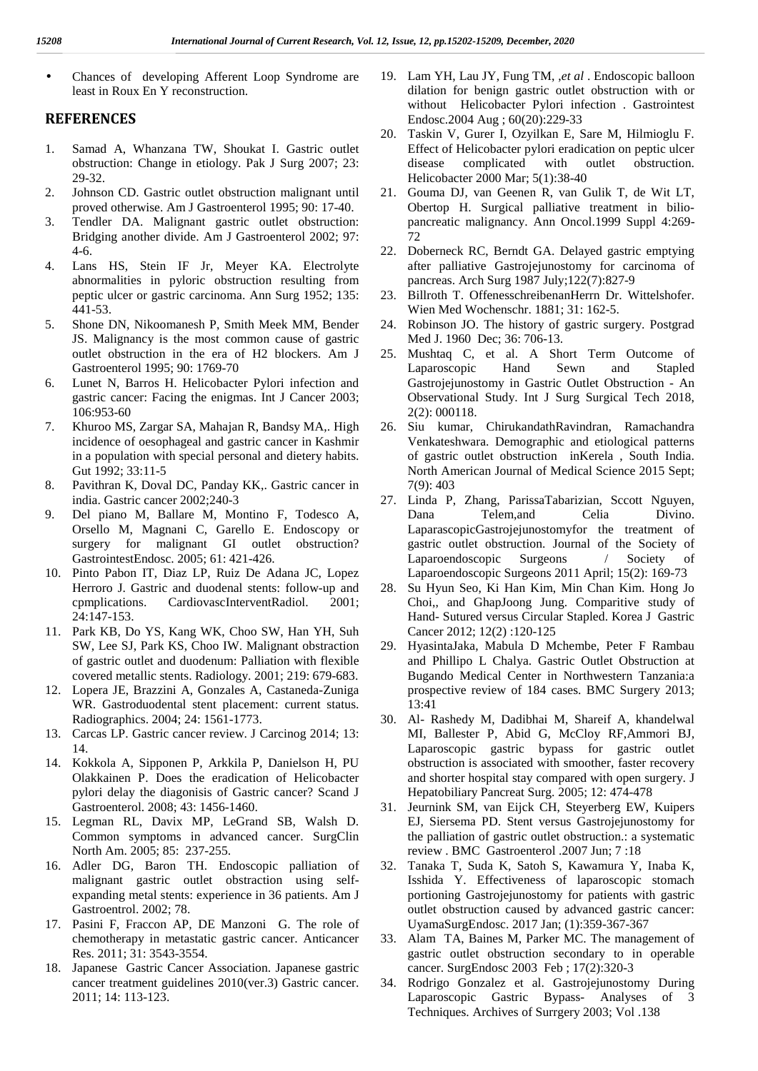- Chances of developing Afferent Loop Syndrome are least in Roux En Y reconstruction.

## REFERENCES

1. Samad A, Whanzana TW, Shoukat I. Gastric outlet obstruction: Change in etiology. Pak J Surg 2007; 23: 29-32.
2. Johnson CD. Gastric outlet obstruction malignant until proved otherwise. Am J Gastroenterol 1995; 90: 17-40.
3. Tendler DA. Malignant gastric outlet obstruction: Bridging another divide. Am J Gastroenterol 2002; 97: 4-6.
4. Lans HS, Stein IF Jr, Meyer KA. Electrolyte abnormalities in pyloric obstruction resulting from peptic ulcer or gastric carcinoma. Ann Surg 1952; 135: 441-53.
5. Shone DN, Nikoomanesh P, Smith Meek MM, Bender JS. Malignancy is the most common cause of gastric outlet obstruction in the era of H2 blockers. Am J Gastroenterol 1995; 90: 1769-70
6. Lunet N, Barros H. Helicobacter Pylori infection and gastric cancer: Facing the enigmas. Int J Cancer 2003; 106:953-60
7. Khuroo MS, Zargar SA, Mahajan R, Bandsy MA,. High incidence of oesophageal and gastric cancer in Kashmir in a population with special personal and dietery habits. Gut 1992; 33:11-5
8. Pavithran K, Doval DC, Panday KK,. Gastric cancer in india. Gastric cancer 2002;240-3
9. Del piano M, Ballare M, Montino F, Todesco A, Orsello M, Magnani C, Garello E. Endoscopy or surgery for malignant GI outlet obstruction? GastrointestEndosc. 2005; 61: 421-426.
10. Pinto Pabon IT, Diaz LP, Ruiz De Adana JC, Lopez Herroro J. Gastric and duodenal stents: follow-up and cpmplications. CardiovascInterventRadiol. 2001; 24:147-153.
11. Park KB, Do YS, Kang WK, Choo SW, Han YH, Suh SW, Lee SJ, Park KS, Choo IW. Malignant obstraction of gastric outlet and duodenum: Palliation with flexible covered metallic stents. Radiology. 2001; 219: 679-683.
12. Lopera JE, Brazzini A, Gonzales A, Castaneda-Zuniga WR. Gastroduodental stent placement: current status. Radiographics. 2004; 24: 1561-1773.
13. Carcas LP. Gastric cancer review. J Carcinog 2014; 13: 14.
14. Kokkola A, Sipponen P, Arkkila P, Danielson H, PU Olakkainen P. Does the eradication of Helicobacter pylori delay the diagonisis of Gastric cancer? Scand J Gastroenterol. 2008; 43: 1456-1460.
15. Legman RL, Davix MP, LeGrand SB, Walsh D. Common symptoms in advanced cancer. SurgClin North Am. 2005; 85: 237-255.
16. Adler DG, Baron TH. Endoscopic palliation of malignant gastric outlet obstraction using self-expanding metal stents: experience in 36 patients. Am J Gastroentrol. 2002; 78.
17. Pasini F, Fraccon AP, DE Manzoni G. The role of chemotherapy in metastatic gastric cancer. Anticancer Res. 2011; 31: 3543-3554.
18. Japanese Gastric Cancer Association. Japanese gastric cancer treatment guidelines 2010(ver.3) Gastric cancer. 2011; 14: 113-123.
19. Lam YH, Lau JY, Fung TM, ,*et al* . Endoscopic balloon dilation for benign gastric outlet obstruction with or without Helicobacter Pylori infection . Gastrointest Endosc.2004 Aug ; 60(20):229-33
20. Taskin V, Gurer I, Ozyilkan E, Sare M, Hilmioglu F. Effect of Helicobacter pylori eradication on peptic ulcer disease complicated with outlet obstruction. Helicobacter 2000 Mar; 5(1):38-40
21. Gouma DJ, van Geenen R, van Gulik T, de Wit LT, Obertop H. Surgical palliative treatment in bilio-pancreatic malignancy. Ann Oncol.1999 Suppl 4:269-72
22. Doberneck RC, Berndt GA. Delayed gastric emptying after palliative Gastrojejunostomy for carcinoma of pancreas. Arch Surg 1987 July;122(7):827-9
23. Billroth T. OffenesschreibenanHerrn Dr. Wittelshofer. Wien Med Wochenschr. 1881; 31: 162-5.
24. Robinson JO. The history of gastric surgery. Postgrad Med J. 1960 Dec; 36: 706-13.
25. Mushtaq C, et al. A Short Term Outcome of Laparoscopic Hand Sewn and Stapled Gastrojejunostomy in Gastric Outlet Obstruction - An Observational Study. Int J Surg Surgical Tech 2018, 2(2): 000118.
26. Siu kumar, ChirukandathRavindran, Ramachandra Venkateshwara. Demographic and etiological patterns of gastric outlet obstruction inKerela , South India. North American Journal of Medical Science 2015 Sept; 7(9): 403
27. Linda P, Zhang, ParissaTabarizian, Sccott Nguyen, Dana Telem,and Celia Divino. LaparascopicGastrojejunostomyfor the treatment of gastric outlet obstruction. Journal of the Society of Laparoendoscopic Surgeons / Society of Laparoendoscopic Surgeons 2011 April; 15(2): 169-73
28. Su Hyun Seo, Ki Han Kim, Min Chan Kim. Hong Jo Choi,, and GhapJoong Jung. Comparitive study of Hand- Sutured versus Circular Stapled. Korea J Gastric Cancer 2012; 12(2) :120-125
29. HyasintaJaka, Mabula D Mchembe, Peter F Rambau and Phillipo L Chalya. Gastric Outlet Obstruction at Bugando Medical Center in Northwestern Tanzania:a prospective review of 184 cases. BMC Surgery 2013; 13:41
30. Al- Rashedy M, Dadibhai M, Shareif A, khandelwal MI, Ballester P, Abid G, McCloy RF,Ammori BJ, Laparoscopic gastric bypass for gastric outlet obstruction is associated with smoother, faster recovery and shorter hospital stay compared with open surgery. J Hepatobiliary Pancreat Surg. 2005; 12: 474-478
31. Jeurnink SM, van Eijck CH, Steyerberg EW, Kuipers EJ, Siersema PD. Stent versus Gastrojejunostomy for the palliation of gastric outlet obstruction.: a systematic review . BMC Gastroenterol .2007 Jun; 7 :18
32. Tanaka T, Suda K, Satoh S, Kawamura Y, Inaba K, Isshida Y. Effectiveness of laparoscopic stomach portioning Gastrojejunostomy for patients with gastric outlet obstruction caused by advanced gastric cancer: UyamaSurgEndosc. 2017 Jan; (1):359-367-367
33. Alam TA, Baines M, Parker MC. The management of gastric outlet obstruction secondary to in operable cancer. SurgEndosc 2003 Feb ; 17(2):320-3
34. Rodrigo Gonzalez et al. Gastrojejunostomy During Laparoscopic Gastric Bypass- Analyses of 3 Techniques. Archives of Surrgery 2003; Vol .138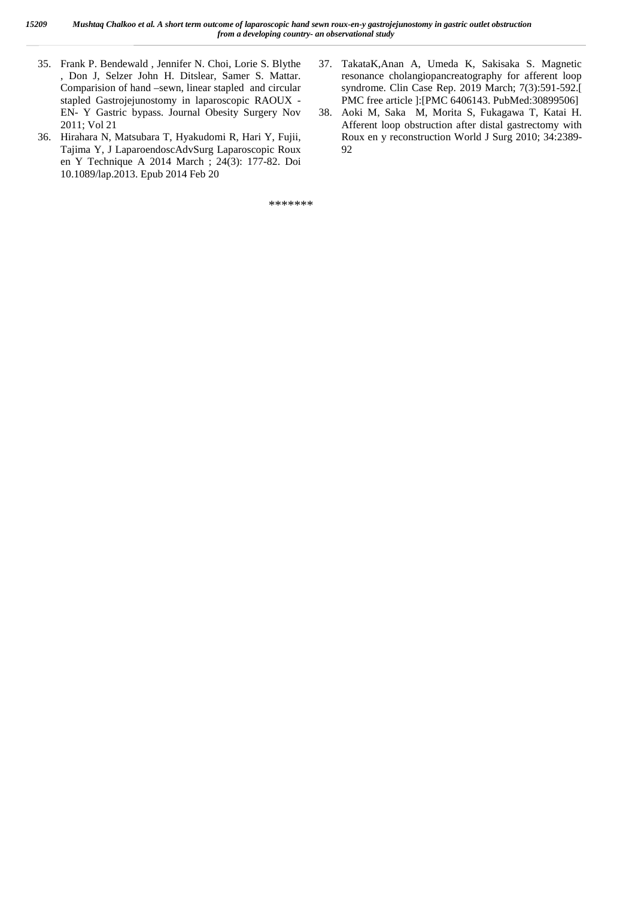35. Frank P. Bendewald , Jennifer N. Choi, Lorie S. Blythe , Don J, Selzer John H. Ditslear, Samer S. Mattar. Comparision of hand –sewn, linear stapled and circular stapled Gastrojejunostomy in laparoscopic RAOUX -EN- Y Gastric bypass. Journal Obesity Surgery Nov 2011; Vol 21
36. Hirahara N, Matsubara T, Hyakudomi R, Hari Y, Fujii, Tajima Y, J LaparoendoscAdvSurg Laparoscopic Roux en Y Technique A 2014 March ; 24(3): 177-82. Doi 10.1089/lap.2013. Epub 2014 Feb 20
37. TakataK,Anan A, Umeda K, Sakisaka S. Magnetic resonance cholangiopancreatography for afferent loop syndrome. Clin Case Rep. 2019 March; 7(3):591-592.[ PMC free article ]:[PMC 6406143. PubMed:30899506]
38. Aoki M, Saka M, Morita S, Fukagawa T, Katai H. Afferent loop obstruction after distal gastrectomy with Roux en y reconstruction World J Surg 2010; 34:2389-92

*******